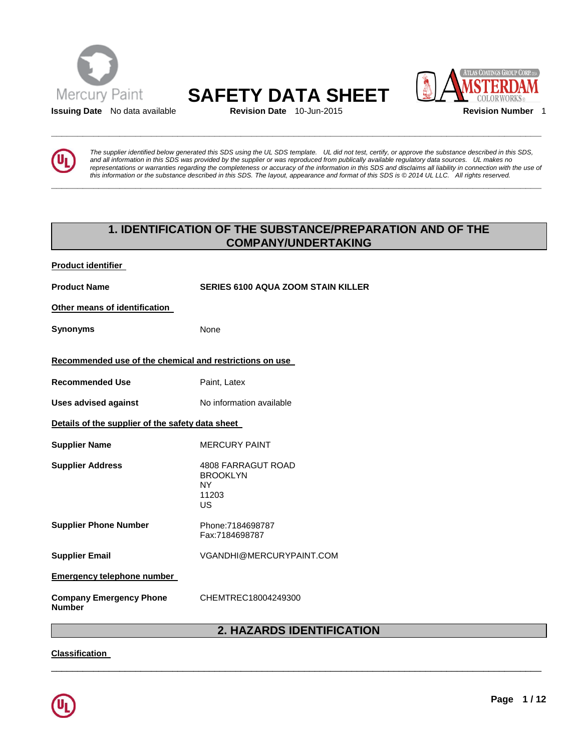# SAFETY DATA SHEET

**Issuing Date** No data available **Revision Date** 10-Jun-2015 **Revision Number** 1

*The supplier identified below generated this SDS using the UL SDS template. UL did not test, certify, or approve the substance described in this SDS, and all information in this SDS was provided by the supplier or was reproduced from publically available regulatory data sources. UL makes no representations or warranties regarding the completeness or accuracy of the information in this SDS and disclaims all liability in connection with the use of this information or the substance described in this SDS. The layout, appearance and format of this SDS is © 2014 UL LLC. All rights reserved.*

## 1. IDENTIFICATION OF THE SUBSTANCE/PREPARATION AND OF THE COMPANY/UNDERTAKING

**Product identifier**

**Product Name** SERIES 6100 AQUA ZOOM STAIN KILLER

**Other means of identification**

**Synonyms** None

**Recommended use of the chemical and restrictions on use**

**Recommended Use** Paint, Latex

**Uses advised against** No information available

**Details of the supplier of the safety data sheet**

**Supplier Name** MERCURY PAINT

**Supplier Address** 4808 FARRAGUT ROAD
BROOKLYN
NY
11203
US

**Supplier Phone Number** Phone:7184698787
Fax:7184698787

**Supplier Email** VGANDHI@MERCURYPAINT.COM

**Emergency telephone number**

**Company Emergency Phone Number** CHEMTREC18004249300

## 2. HAZARDS IDENTIFICATION

**Classification**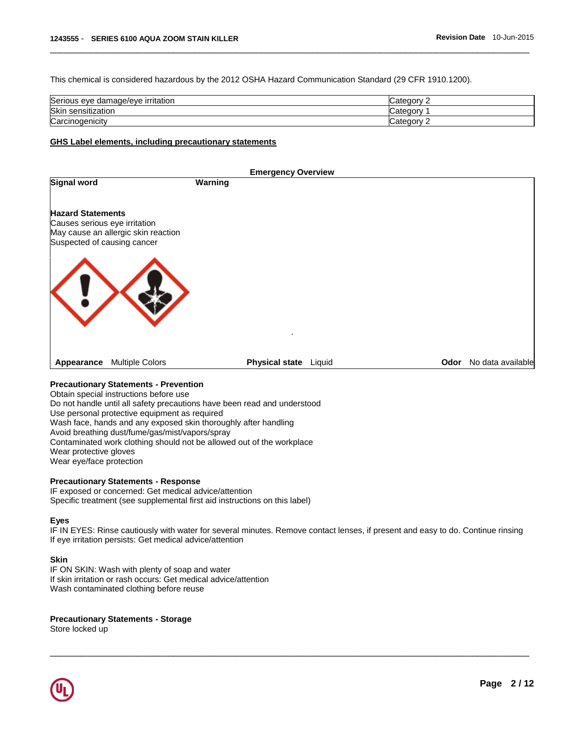This chemical is considered hazardous by the 2012 OSHA Hazard Communication Standard (29 CFR 1910.1200).

| | |
|---|---|
| Serious eye damage/eye irritation | Category 2 |
| Skin sensitization | Category 1 |
| Carcinogenicity | Category 2 |

### GHS Label elements, including precautionary statements

**Emergency Overview**

**Signal word** **Warning**

**Hazard Statements**
Causes serious eye irritation
May cause an allergic skin reaction
Suspected of causing cancer

**Appearance** Multiple Colors **Physical state** Liquid **Odor** No data available

**Precautionary Statements - Prevention**
Obtain special instructions before use
Do not handle until all safety precautions have been read and understood
Use personal protective equipment as required
Wash face, hands and any exposed skin thoroughly after handling
Avoid breathing dust/fume/gas/mist/vapors/spray
Contaminated work clothing should not be allowed out of the workplace
Wear protective gloves
Wear eye/face protection

**Precautionary Statements - Response**
IF exposed or concerned: Get medical advice/attention
Specific treatment (see supplemental first aid instructions on this label)

**Eyes**
IF IN EYES: Rinse cautiously with water for several minutes. Remove contact lenses, if present and easy to do. Continue rinsing
If eye irritation persists: Get medical advice/attention

**Skin**
IF ON SKIN: Wash with plenty of soap and water
If skin irritation or rash occurs: Get medical advice/attention
Wash contaminated clothing before reuse

**Precautionary Statements - Storage**
Store locked up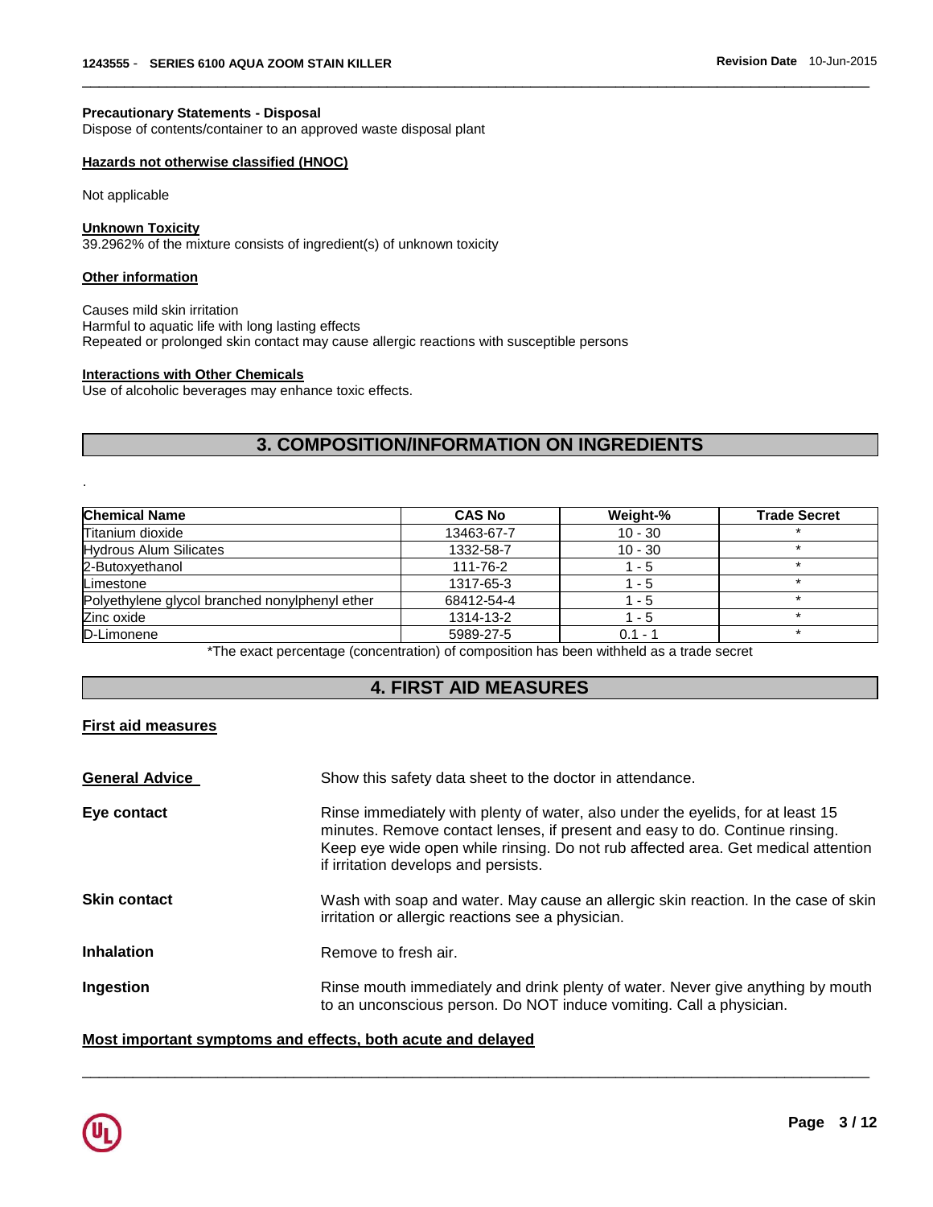#### Precautionary Statements - Disposal

Dispose of contents/container to an approved waste disposal plant

#### Hazards not otherwise classified (HNOC)

Not applicable

#### Unknown Toxicity

39.2962% of the mixture consists of ingredient(s) of unknown toxicity

#### Other information

Causes mild skin irritation
Harmful to aquatic life with long lasting effects
Repeated or prolonged skin contact may cause allergic reactions with susceptible persons

#### Interactions with Other Chemicals

Use of alcoholic beverages may enhance toxic effects.

## 3. COMPOSITION/INFORMATION ON INGREDIENTS

.

| Chemical Name | CAS No | Weight-% | Trade Secret |
|---|---|---|---|
| Titanium dioxide | 13463-67-7 | 10 - 30 | * |
| Hydrous Alum Silicates | 1332-58-7 | 10 - 30 | * |
| 2-Butoxyethanol | 111-76-2 | 1 - 5 | * |
| Limestone | 1317-65-3 | 1 - 5 | * |
| Polyethylene glycol branched nonylphenyl ether | 68412-54-4 | 1 - 5 | * |
| Zinc oxide | 1314-13-2 | 1 - 5 | * |
| D-Limonene | 5989-27-5 | 0.1 - 1 | * |

*The exact percentage (concentration) of composition has been withheld as a trade secret

## 4. FIRST AID MEASURES

#### First aid measures

**General Advice** Show this safety data sheet to the doctor in attendance.

**Eye contact** Rinse immediately with plenty of water, also under the eyelids, for at least 15 minutes. Remove contact lenses, if present and easy to do. Continue rinsing. Keep eye wide open while rinsing. Do not rub affected area. Get medical attention if irritation develops and persists.

**Skin contact** Wash with soap and water. May cause an allergic skin reaction. In the case of skin irritation or allergic reactions see a physician.

**Inhalation** Remove to fresh air.

**Ingestion** Rinse mouth immediately and drink plenty of water. Never give anything by mouth to an unconscious person. Do NOT induce vomiting. Call a physician.

#### Most important symptoms and effects, both acute and delayed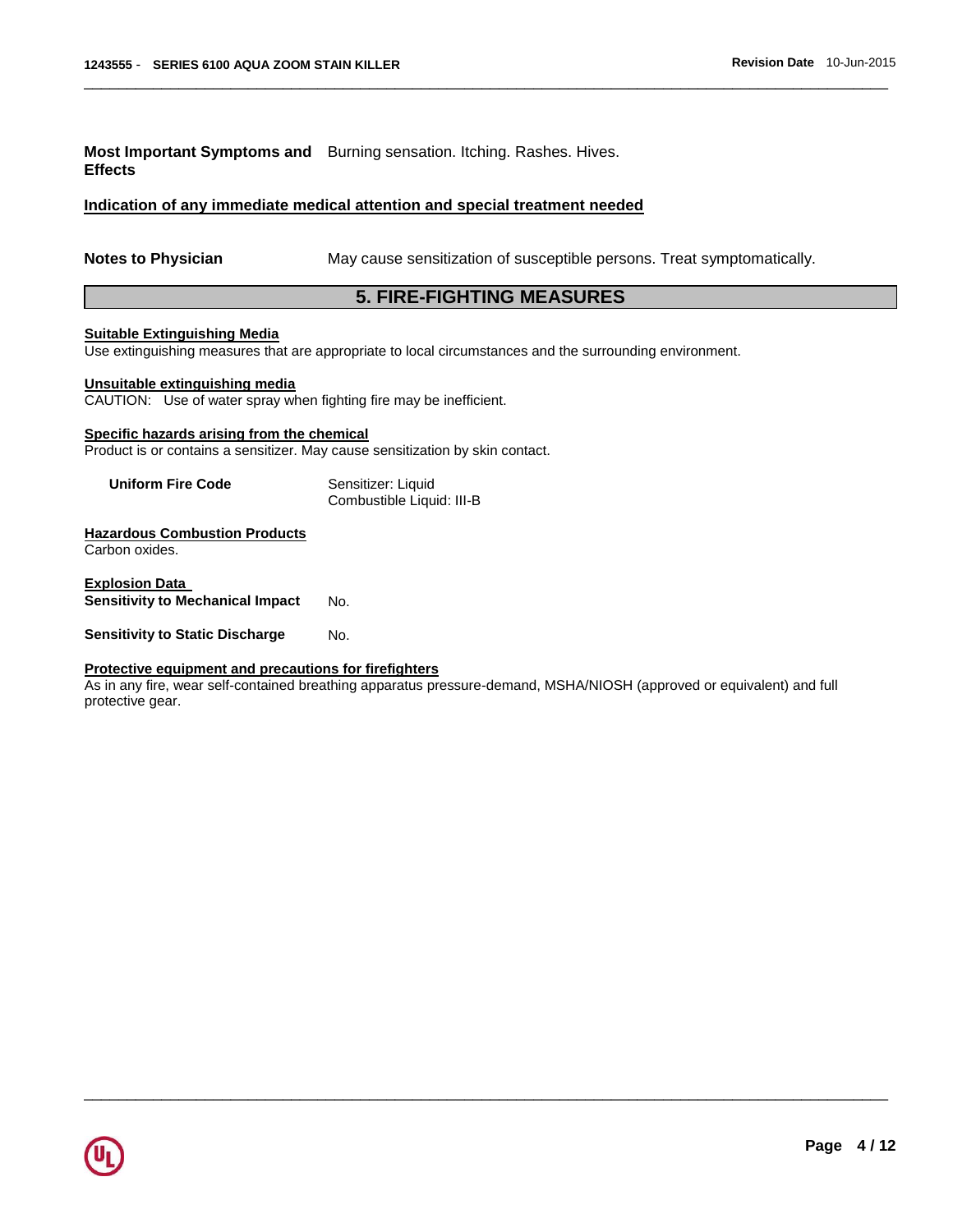**Most Important Symptoms and Effects** Burning sensation. Itching. Rashes. Hives.

**Indication of any immediate medical attention and special treatment needed**

**Notes to Physician** May cause sensitization of susceptible persons. Treat symptomatically.

## 5. FIRE-FIGHTING MEASURES

**Suitable Extinguishing Media**

Use extinguishing measures that are appropriate to local circumstances and the surrounding environment.

**Unsuitable extinguishing media**

CAUTION: Use of water spray when fighting fire may be inefficient.

**Specific hazards arising from the chemical**

Product is or contains a sensitizer. May cause sensitization by skin contact.

**Uniform Fire Code** Sensitizer: Liquid
Combustible Liquid: III-B

**Hazardous Combustion Products**

Carbon oxides.

**Explosion Data**

**Sensitivity to Mechanical Impact** No.

**Sensitivity to Static Discharge** No.

**Protective equipment and precautions for firefighters**

As in any fire, wear self-contained breathing apparatus pressure-demand, MSHA/NIOSH (approved or equivalent) and full protective gear.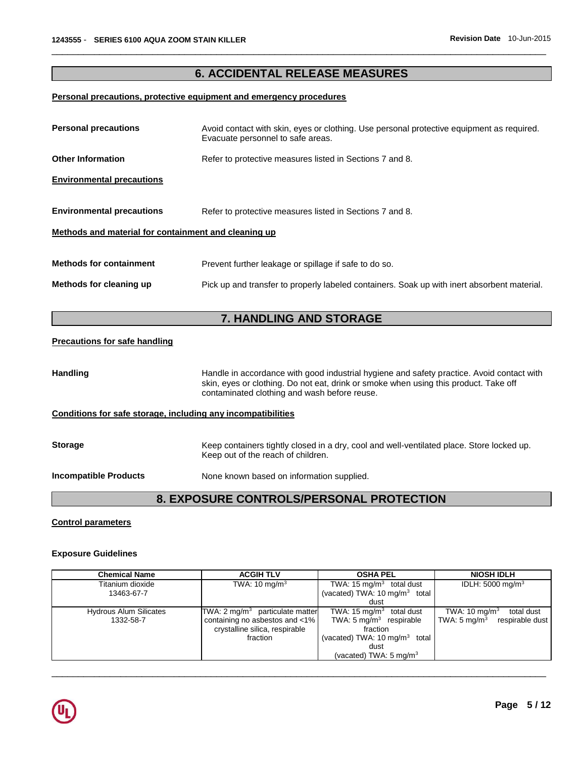## 6. ACCIDENTAL RELEASE MEASURES

**Personal precautions, protective equipment and emergency procedures**

**Personal precautions** Avoid contact with skin, eyes or clothing. Use personal protective equipment as required. Evacuate personnel to safe areas.

**Other Information** Refer to protective measures listed in Sections 7 and 8.

**Environmental precautions**

**Environmental precautions** Refer to protective measures listed in Sections 7 and 8.

**Methods and material for containment and cleaning up**

**Methods for containment** Prevent further leakage or spillage if safe to do so.

**Methods for cleaning up** Pick up and transfer to properly labeled containers. Soak up with inert absorbent material.

## 7. HANDLING AND STORAGE

**Precautions for safe handling**

**Handling** Handle in accordance with good industrial hygiene and safety practice. Avoid contact with skin, eyes or clothing. Do not eat, drink or smoke when using this product. Take off contaminated clothing and wash before reuse.

**Conditions for safe storage, including any incompatibilities**

**Storage** Keep containers tightly closed in a dry, cool and well-ventilated place. Store locked up. Keep out of the reach of children.

**Incompatible Products** None known based on information supplied.

## 8. EXPOSURE CONTROLS/PERSONAL PROTECTION

**Control parameters**

**Exposure Guidelines**

| Chemical Name | ACGIH TLV | OSHA PEL | NIOSH IDLH |
|---|---|---|---|
| Titanium dioxide 13463-67-7 | TWA: 10 mg/m$^3$ | TWA: 15 mg/m$^3$ total dust (vacated) TWA: 10 mg/m$^3$ total dust | IDLH: 5000 mg/m$^3$ |
| Hydrous Alum Silicates 1332-58-7 | TWA: 2 mg/m$^3$ particulate matter containing no asbestos and <1% crystalline silica, respirable fraction | TWA: 15 mg/m$^3$ total dust TWA: 5 mg/m$^3$ respirable fraction (vacated) TWA: 10 mg/m$^3$ total dust (vacated) TWA: 5 mg/m$^3$ | TWA: 10 mg/m$^3$ total dust TWA: 5 mg/m$^3$ respirable dust |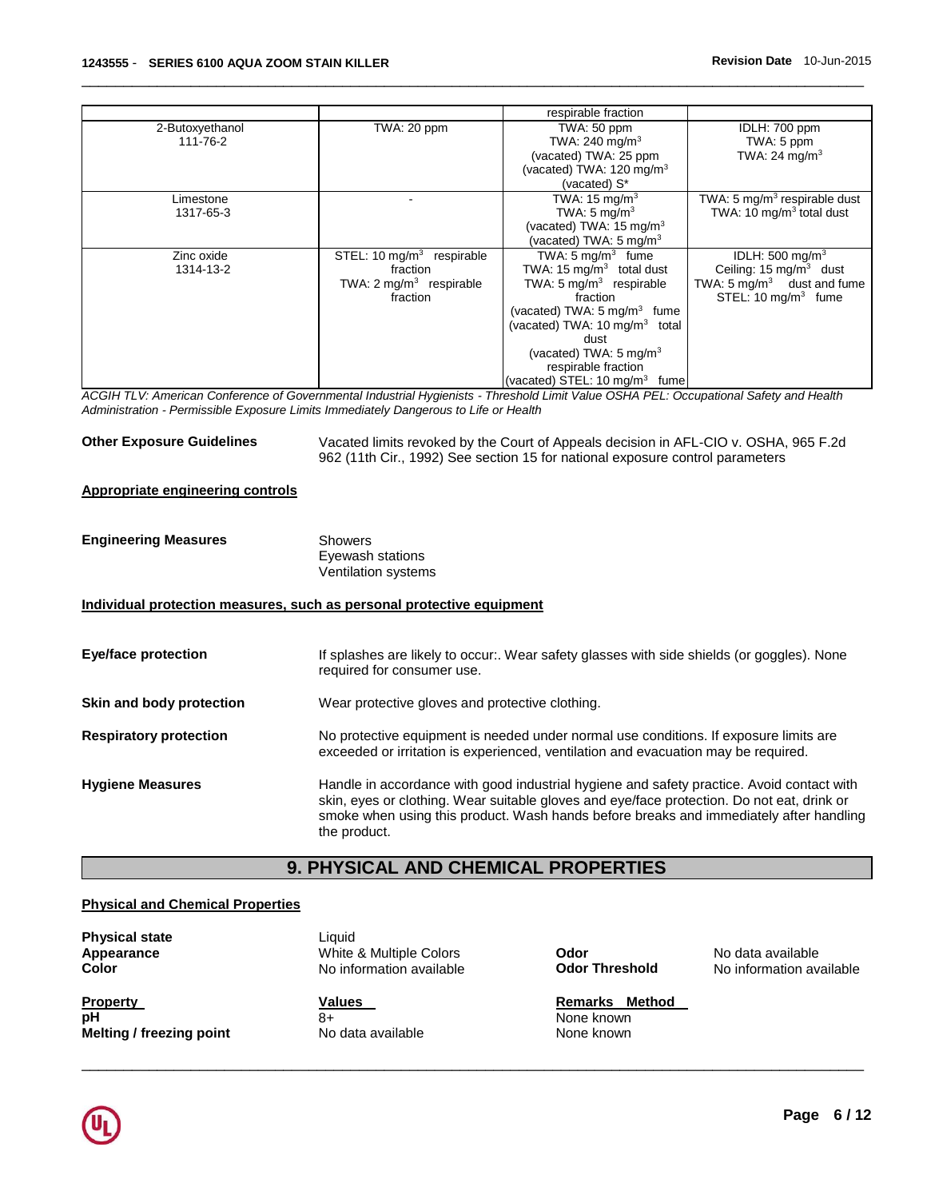| | | | |
|---|---|---|---|
| | | respirable fraction | |
| 2-Butoxyethanol<br>111-76-2 | TWA: 20 ppm | TWA: 50 ppm<br>TWA: 240 mg/m$^3$<br>(vacated) TWA: 25 ppm<br>(vacated) TWA: 120 mg/m$^3$<br>(vacated) S* | IDLH: 700 ppm<br>TWA: 5 ppm<br>TWA: 24 mg/m$^3$ |
| Limestone<br>1317-65-3 | - | TWA: 15 mg/m$^3$<br>TWA: 5 mg/m$^3$<br>(vacated) TWA: 15 mg/m$^3$<br>(vacated) TWA: 5 mg/m$^3$ | TWA: 5 mg/m$^3$ respirable dust<br>TWA: 10 mg/m$^3$ total dust |
| Zinc oxide<br>1314-13-2 | STEL: 10 mg/m$^3$ respirable fraction<br>TWA: 2 mg/m$^3$ respirable fraction | TWA: 5 mg/m$^3$ fume<br>TWA: 15 mg/m$^3$ total dust<br>TWA: 5 mg/m$^3$ respirable fraction<br>(vacated) TWA: 5 mg/m$^3$ fume<br>(vacated) TWA: 10 mg/m$^3$ total dust<br>(vacated) TWA: 5 mg/m$^3$ respirable fraction<br>(vacated) STEL: 10 mg/m$^3$ fume | IDLH: 500 mg/m$^3$<br>Ceiling: 15 mg/m$^3$ dust<br>TWA: 5 mg/m$^3$ dust and fume<br>STEL: 10 mg/m$^3$ fume |

*ACGIH TLV: American Conference of Governmental Industrial Hygienists - Threshold Limit Value OSHA PEL: Occupational Safety and Health Administration - Permissible Exposure Limits Immediately Dangerous to Life or Health*

**Other Exposure Guidelines** Vacated limits revoked by the Court of Appeals decision in AFL-CIO v. OSHA, 965 F.2d 962 (11th Cir., 1992) See section 15 for national exposure control parameters

**Appropriate engineering controls**

**Engineering Measures** Showers
Eyewash stations
Ventilation systems

**Individual protection measures, such as personal protective equipment**

**Eye/face protection** If splashes are likely to occur:. Wear safety glasses with side shields (or goggles). None required for consumer use.

**Skin and body protection** Wear protective gloves and protective clothing.

**Respiratory protection** No protective equipment is needed under normal use conditions. If exposure limits are exceeded or irritation is experienced, ventilation and evacuation may be required.

**Hygiene Measures** Handle in accordance with good industrial hygiene and safety practice. Avoid contact with skin, eyes or clothing. Wear suitable gloves and eye/face protection. Do not eat, drink or smoke when using this product. Wash hands before breaks and immediately after handling the product.

## 9. PHYSICAL AND CHEMICAL PROPERTIES

**Physical and Chemical Properties**

**Physical state** Liquid
**Appearance** White & Multiple Colors **Odor** No data available
**Color** No information available **Odor Threshold** No information available

| Property | Values | Remarks Method |
|---|---|---|
| **pH** | 8+ | None known |
| **Melting / freezing point** | No data available | None known |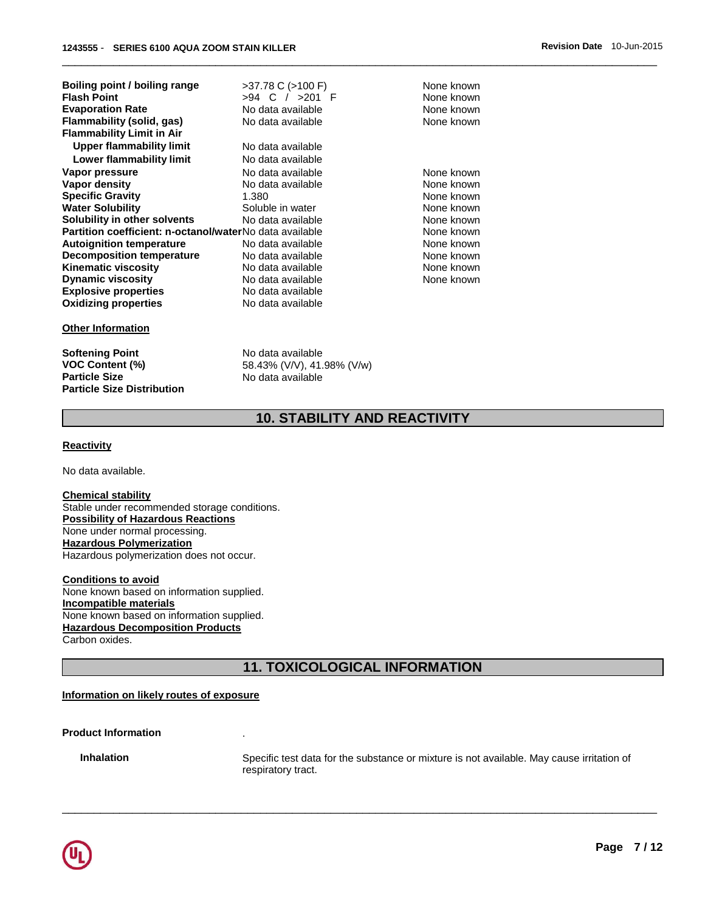| | | |
|---|---|---|
| **Boiling point / boiling range** | >37.78 C (>100 F) | None known |
| **Flash Point** | >94 C / >201 F | None known |
| **Evaporation Rate** | No data available | None known |
| **Flammability (solid, gas)** | No data available | None known |
| **Flammability Limit in Air** | | |
| **Upper flammability limit** | No data available | |
| **Lower flammability limit** | No data available | |
| **Vapor pressure** | No data available | None known |
| **Vapor density** | No data available | None known |
| **Specific Gravity** | 1.380 | None known |
| **Water Solubility** | Soluble in water | None known |
| **Solubility in other solvents** | No data available | None known |
| **Partition coefficient: n-octanol/water** | No data available | None known |
| **Autoignition temperature** | No data available | None known |
| **Decomposition temperature** | No data available | None known |
| **Kinematic viscosity** | No data available | None known |
| **Dynamic viscosity** | No data available | None known |
| **Explosive properties** | No data available | |
| **Oxidizing properties** | No data available | |

**Other Information**

| | |
|---|---|
| **Softening Point** | No data available |
| **VOC Content (%)** | 58.43% (V/V), 41.98% (V/w) |
| **Particle Size** | No data available |
| **Particle Size Distribution** | |

## 10. STABILITY AND REACTIVITY

**Reactivity**

No data available.

**Chemical stability**
Stable under recommended storage conditions.
**Possibility of Hazardous Reactions**
None under normal processing.
**Hazardous Polymerization**
Hazardous polymerization does not occur.

**Conditions to avoid**
None known based on information supplied.
**Incompatible materials**
None known based on information supplied.
**Hazardous Decomposition Products**
Carbon oxides.

## 11. TOXICOLOGICAL INFORMATION

**Information on likely routes of exposure**

**Product Information** .

**Inhalation** Specific test data for the substance or mixture is not available. May cause irritation of respiratory tract.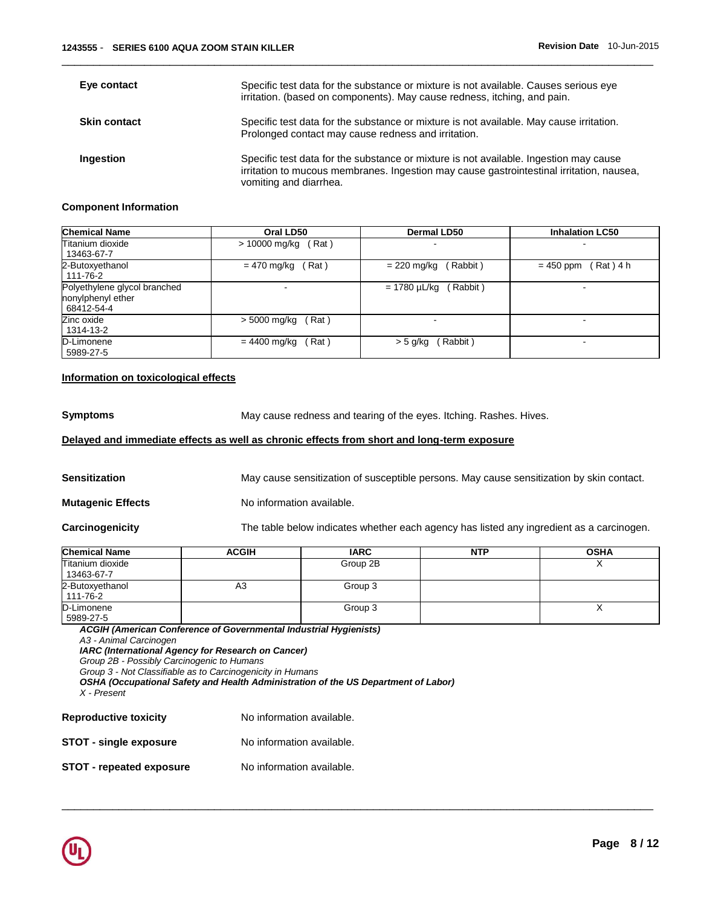**Eye contact** Specific test data for the substance or mixture is not available. Causes serious eye irritation. (based on components). May cause redness, itching, and pain.

**Skin contact** Specific test data for the substance or mixture is not available. May cause irritation. Prolonged contact may cause redness and irritation.

**Ingestion** Specific test data for the substance or mixture is not available. Ingestion may cause irritation to mucous membranes. Ingestion may cause gastrointestinal irritation, nausea, vomiting and diarrhea.

**Component Information**

| Chemical Name | Oral LD50 | Dermal LD50 | Inhalation LC50 |
|---|---|---|---|
| Titanium dioxide 13463-67-7 | > 10000 mg/kg ( Rat ) | - | - |
| 2-Butoxyethanol 111-76-2 | = 470 mg/kg ( Rat ) | = 220 mg/kg ( Rabbit ) | = 450 ppm ( Rat ) 4 h |
| Polyethylene glycol branched nonylphenyl ether 68412-54-4 | - | = 1780 µL/kg ( Rabbit ) | - |
| Zinc oxide 1314-13-2 | > 5000 mg/kg ( Rat ) | - | - |
| D-Limonene 5989-27-5 | = 4400 mg/kg ( Rat ) | > 5 g/kg ( Rabbit ) | - |

**Information on toxicological effects**

**Symptoms** May cause redness and tearing of the eyes. Itching. Rashes. Hives.

**Delayed and immediate effects as well as chronic effects from short and long-term exposure**

**Sensitization** May cause sensitization of susceptible persons. May cause sensitization by skin contact.

**Mutagenic Effects** No information available.

**Carcinogenicity** The table below indicates whether each agency has listed any ingredient as a carcinogen.

| Chemical Name | ACGIH | IARC | NTP | OSHA |
|---|---|---|---|---|
| Titanium dioxide 13463-67-7 | | Group 2B | | X |
| 2-Butoxyethanol 111-76-2 | A3 | Group 3 | | |
| D-Limonene 5989-27-5 | | Group 3 | | X |

***ACGIH (American Conference of Governmental Industrial Hygienists)***
*A3 - Animal Carcinogen*
***IARC (International Agency for Research on Cancer)***
*Group 2B - Possibly Carcinogenic to Humans*
*Group 3 - Not Classifiable as to Carcinogenicity in Humans*
***OSHA (Occupational Safety and Health Administration of the US Department of Labor)***
*X - Present*

**Reproductive toxicity** No information available.

**STOT - single exposure** No information available.

**STOT - repeated exposure** No information available.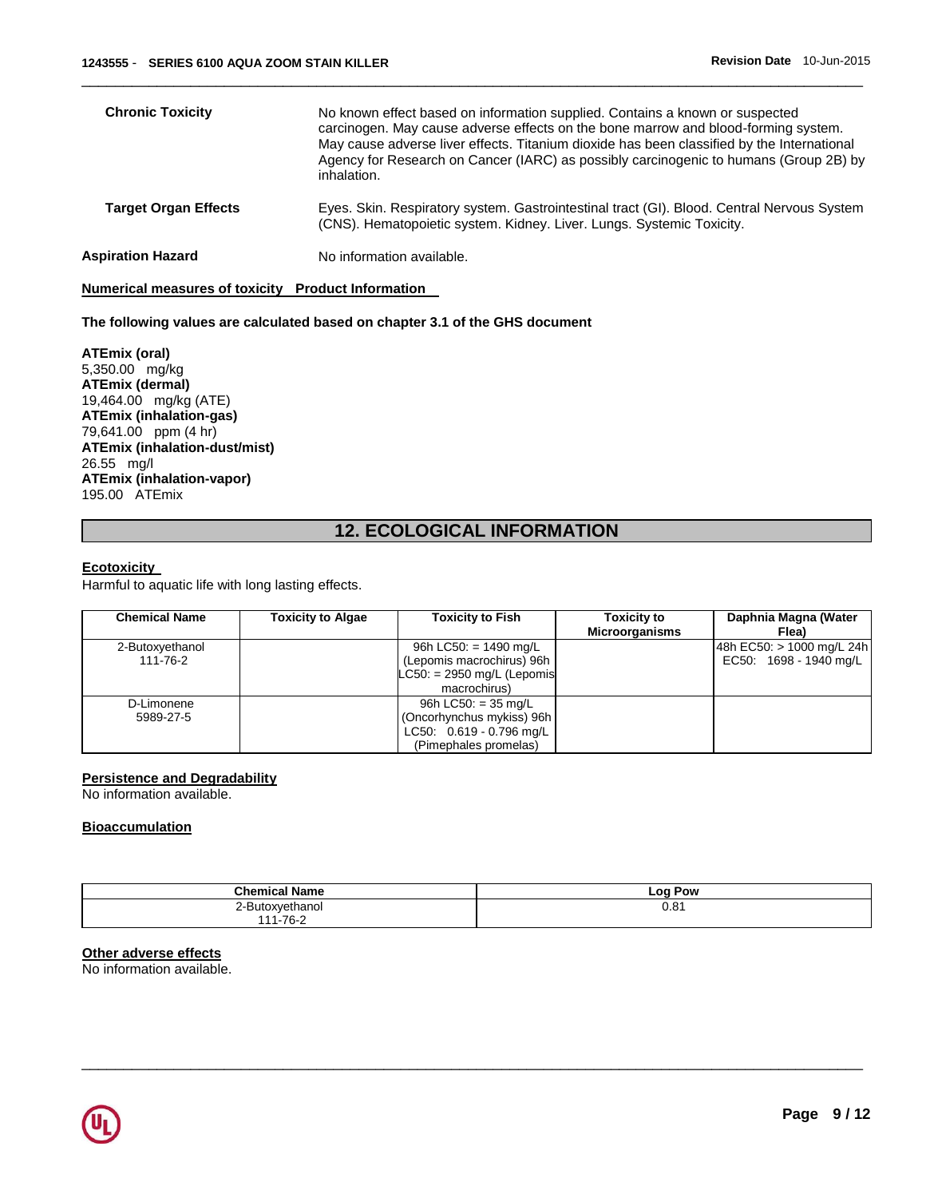**Chronic Toxicity** No known effect based on information supplied. Contains a known or suspected carcinogen. May cause adverse effects on the bone marrow and blood-forming system. May cause adverse liver effects. Titanium dioxide has been classified by the International Agency for Research on Cancer (IARC) as possibly carcinogenic to humans (Group 2B) by inhalation.

**Target Organ Effects** Eyes. Skin. Respiratory system. Gastrointestinal tract (GI). Blood. Central Nervous System (CNS). Hematopoietic system. Kidney. Liver. Lungs. Systemic Toxicity.

**Aspiration Hazard** No information available.

**Numerical measures of toxicity Product Information**

**The following values are calculated based on chapter 3.1 of the GHS document**

**ATEmix (oral)**
5,350.00 mg/kg
**ATEmix (dermal)**
19,464.00 mg/kg (ATE)
**ATEmix (inhalation-gas)**
79,641.00 ppm (4 hr)
**ATEmix (inhalation-dust/mist)**
26.55 mg/l
**ATEmix (inhalation-vapor)**
195.00 ATEmix

## 12. ECOLOGICAL INFORMATION

**Ecotoxicity**

Harmful to aquatic life with long lasting effects.

| Chemical Name | Toxicity to Algae | Toxicity to Fish | Toxicity to Microorganisms | Daphnia Magna (Water Flea) |
|---|---|---|---|---|
| 2-Butoxyethanol 111-76-2 | | 96h LC50: = 1490 mg/L (Lepomis macrochirus) 96h LC50: = 2950 mg/L (Lepomis macrochirus) | | 48h EC50: > 1000 mg/L 24h EC50: 1698 - 1940 mg/L |
| D-Limonene 5989-27-5 | | 96h LC50: = 35 mg/L (Oncorhynchus mykiss) 96h LC50: 0.619 - 0.796 mg/L (Pimephales promelas) | | |

**Persistence and Degradability**

No information available.

**Bioaccumulation**

| Chemical Name | Log Pow |
|---|---|
| 2-Butoxyethanol 111-76-2 | 0.81 |

**Other adverse effects**

No information available.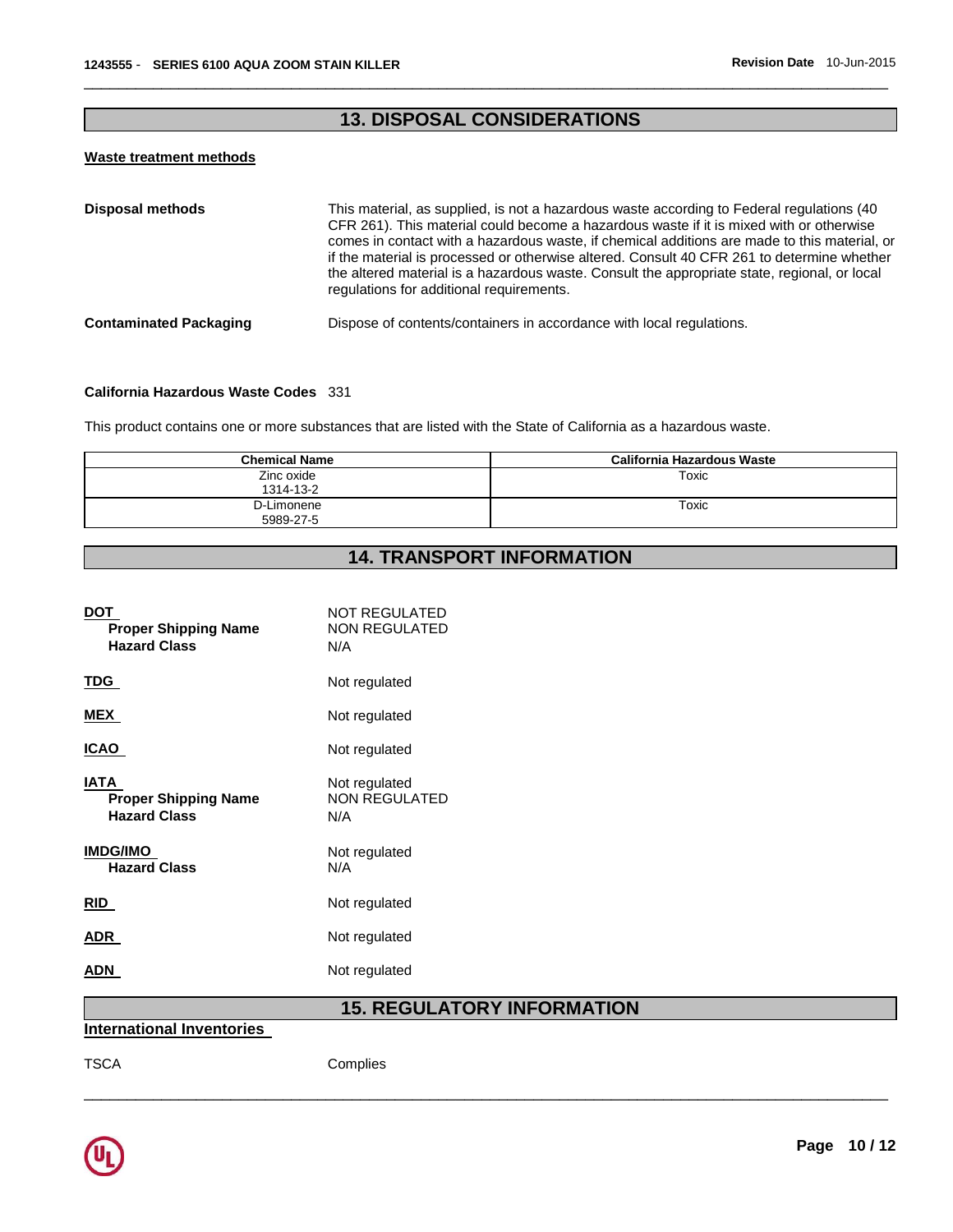## 13. DISPOSAL CONSIDERATIONS

**Waste treatment methods**

**Disposal methods**

This material, as supplied, is not a hazardous waste according to Federal regulations (40 CFR 261). This material could become a hazardous waste if it is mixed with or otherwise comes in contact with a hazardous waste, if chemical additions are made to this material, or if the material is processed or otherwise altered. Consult 40 CFR 261 to determine whether the altered material is a hazardous waste. Consult the appropriate state, regional, or local regulations for additional requirements.

**Contaminated Packaging**

Dispose of contents/containers in accordance with local regulations.

**California Hazardous Waste Codes** 331

This product contains one or more substances that are listed with the State of California as a hazardous waste.

| Chemical Name | California Hazardous Waste |
|---|---|
| Zinc oxide<br>1314-13-2 | Toxic |
| D-Limonene<br>5989-27-5 | Toxic |

## 14. TRANSPORT INFORMATION

**DOT** NOT REGULATED
- **Proper Shipping Name** NON REGULATED
- **Hazard Class** N/A

**TDG** Not regulated

**MEX** Not regulated

**ICAO** Not regulated

**IATA** Not regulated
- **Proper Shipping Name** NON REGULATED
- **Hazard Class** N/A

**IMDG/IMO** Not regulated
- **Hazard Class** N/A

**RID** Not regulated

**ADR** Not regulated

**ADN** Not regulated

## 15. REGULATORY INFORMATION

**International Inventories**

TSCA Complies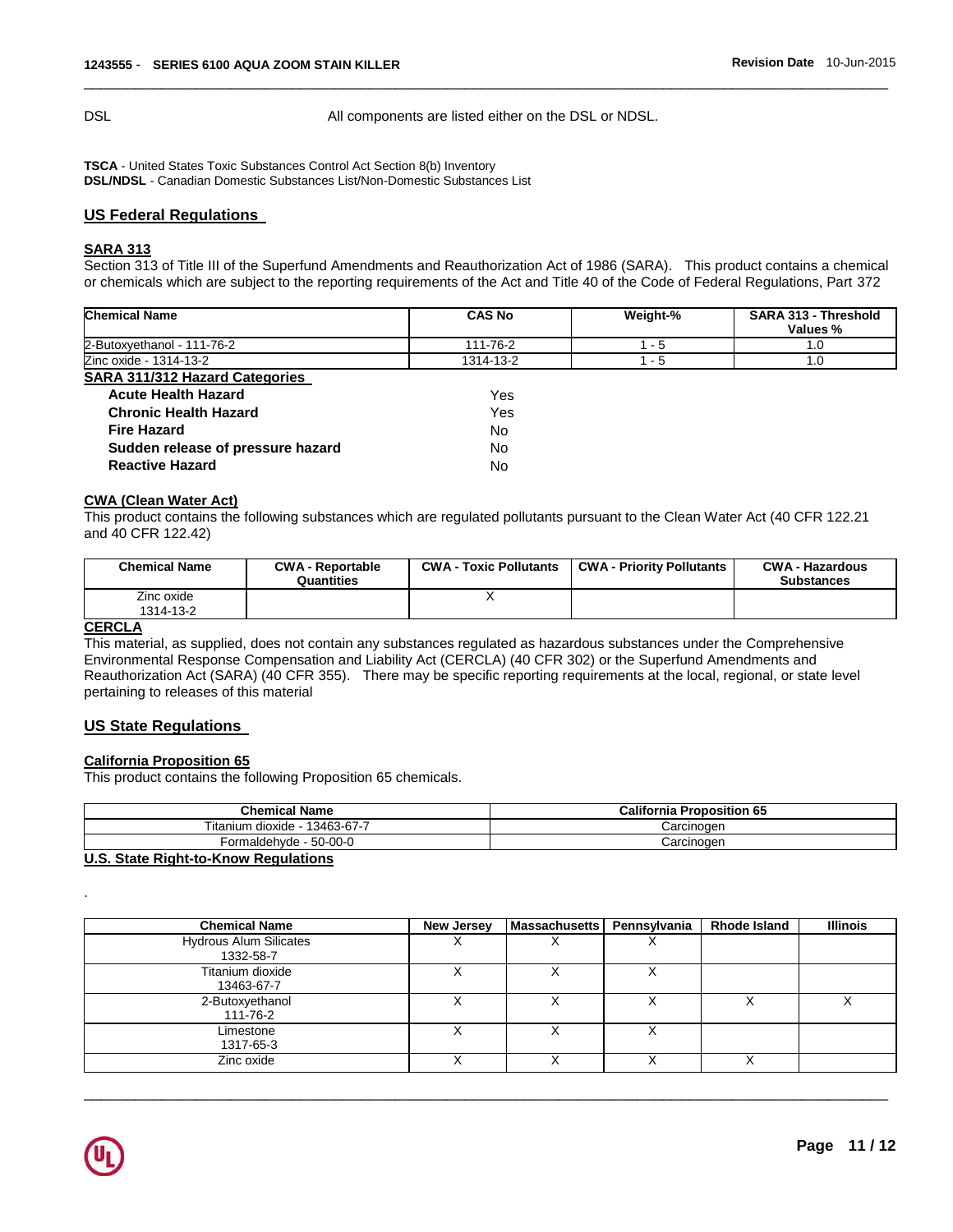DSL All components are listed either on the DSL or NDSL.

**TSCA** - United States Toxic Substances Control Act Section 8(b) Inventory
**DSL/NDSL** - Canadian Domestic Substances List/Non-Domestic Substances List

## US Federal Regulations

### SARA 313

Section 313 of Title III of the Superfund Amendments and Reauthorization Act of 1986 (SARA). This product contains a chemical or chemicals which are subject to the reporting requirements of the Act and Title 40 of the Code of Federal Regulations, Part 372

| Chemical Name | CAS No | Weight-% | SARA 313 - Threshold Values % |
|---|---|---|---|
| 2-Butoxyethanol - 111-76-2 | 111-76-2 | 1 - 5 | 1.0 |
| Zinc oxide - 1314-13-2 | 1314-13-2 | 1 - 5 | 1.0 |

### SARA 311/312 Hazard Categories

| | |
|---|---|
| **Acute Health Hazard** | Yes |
| **Chronic Health Hazard** | Yes |
| **Fire Hazard** | No |
| **Sudden release of pressure hazard** | No |
| **Reactive Hazard** | No |

### CWA (Clean Water Act)

This product contains the following substances which are regulated pollutants pursuant to the Clean Water Act (40 CFR 122.21 and 40 CFR 122.42)

| Chemical Name | CWA - Reportable Quantities | CWA - Toxic Pollutants | CWA - Priority Pollutants | CWA - Hazardous Substances |
|---|---|---|---|---|
| Zinc oxide 1314-13-2 | | X | | |

### CERCLA

This material, as supplied, does not contain any substances regulated as hazardous substances under the Comprehensive Environmental Response Compensation and Liability Act (CERCLA) (40 CFR 302) or the Superfund Amendments and Reauthorization Act (SARA) (40 CFR 355). There may be specific reporting requirements at the local, regional, or state level pertaining to releases of this material

## US State Regulations

### California Proposition 65

This product contains the following Proposition 65 chemicals.

| Chemical Name | California Proposition 65 |
|---|---|
| Titanium dioxide - 13463-67-7 | Carcinogen |
| Formaldehyde - 50-00-0 | Carcinogen |

### U.S. State Right-to-Know Regulations

.

| Chemical Name | New Jersey | Massachusetts | Pennsylvania | Rhode Island | Illinois |
|---|---|---|---|---|---|
| Hydrous Alum Silicates 1332-58-7 | X | X | X | | |
| Titanium dioxide 13463-67-7 | X | X | X | | |
| 2-Butoxyethanol 111-76-2 | X | X | X | X | X |
| Limestone 1317-65-3 | X | X | X | | |
| Zinc oxide | X | X | X | X | |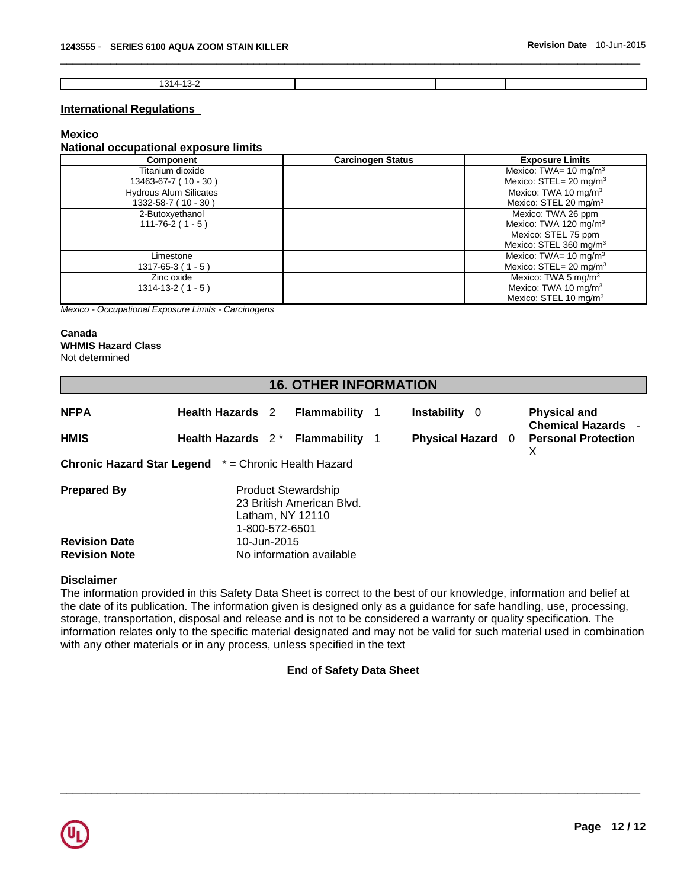| 1314-13-2 | | | | | |
|---|---|---|---|---|---|

**International Regulations**

**Mexico**
**National occupational exposure limits**

| Component | Carcinogen Status | Exposure Limits |
|---|---|---|
| Titanium dioxide<br>13463-67-7 ( 10 - 30 ) | | Mexico: TWA= 10 $mg/m^3$<br>Mexico: STEL= 20 $mg/m^3$ |
| Hydrous Alum Silicates<br>1332-58-7 ( 10 - 30 ) | | Mexico: TWA 10 $mg/m^3$<br>Mexico: STEL 20 $mg/m^3$ |
| 2-Butoxyethanol<br>111-76-2 ( 1 - 5 ) | | Mexico: TWA 26 ppm<br>Mexico: TWA 120 $mg/m^3$<br>Mexico: STEL 75 ppm<br>Mexico: STEL 360 $mg/m^3$ |
| Limestone<br>1317-65-3 ( 1 - 5 ) | | Mexico: TWA= 10 $mg/m^3$<br>Mexico: STEL= 20 $mg/m^3$ |
| Zinc oxide<br>1314-13-2 ( 1 - 5 ) | | Mexico: TWA 5 $mg/m^3$<br>Mexico: TWA 10 $mg/m^3$<br>Mexico: STEL 10 $mg/m^3$ |

*Mexico - Occupational Exposure Limits - Carcinogens*

**Canada**
**WHMIS Hazard Class**
Not determined

## 16. OTHER INFORMATION

| | | | | |
|---|---|---|---|---|
| **NFPA** | **Health Hazards** 2 | **Flammability** 1 | **Instability** 0 | **Physical and Chemical Hazards** - |
| **HMIS** | **Health Hazards** 2 * | **Flammability** 1 | **Physical Hazard** 0 | **Personal Protection** X |

**Chronic Hazard Star Legend** * = Chronic Health Hazard

**Prepared By** Product Stewardship
23 British American Blvd.
Latham, NY 12110
1-800-572-6501

**Revision Date** 10-Jun-2015
**Revision Note** No information available

**Disclaimer**
The information provided in this Safety Data Sheet is correct to the best of our knowledge, information and belief at the date of its publication. The information given is designed only as a guidance for safe handling, use, processing, storage, transportation, disposal and release and is not to be considered a warranty or quality specification. The information relates only to the specific material designated and may not be valid for such material used in combination with any other materials or in any process, unless specified in the text

**End of Safety Data Sheet**